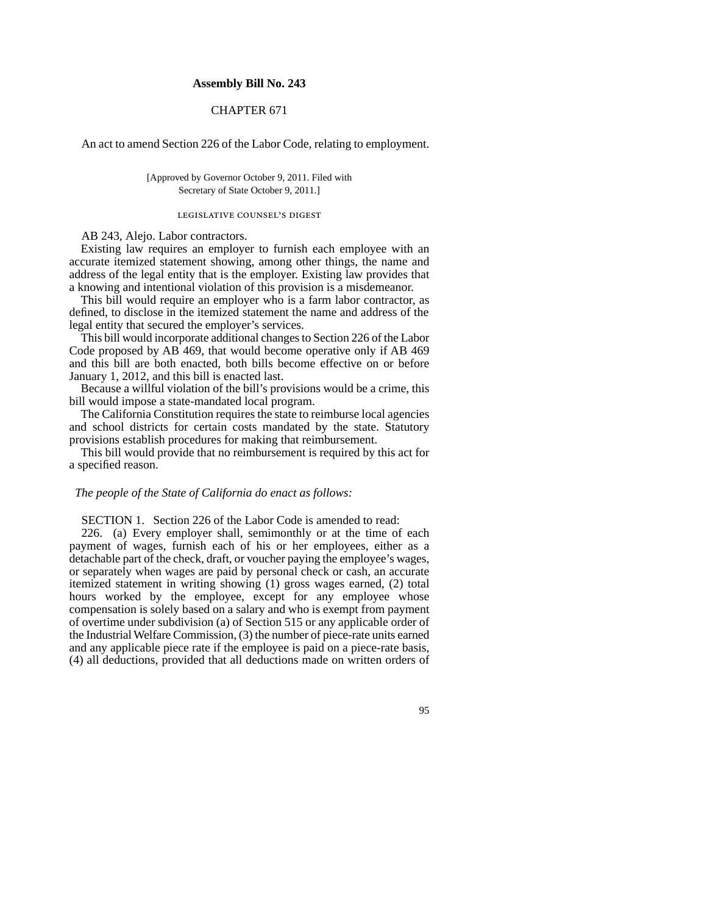# Assembly Bill No. 243

## CHAPTER 671

An act to amend Section 226 of the Labor Code, relating to employment.

[Approved by Governor October 9, 2011. Filed with Secretary of State October 9, 2011.]

### LEGISLATIVE COUNSEL'S DIGEST

AB 243, Alejo. Labor contractors.

Existing law requires an employer to furnish each employee with an accurate itemized statement showing, among other things, the name and address of the legal entity that is the employer. Existing law provides that a knowing and intentional violation of this provision is a misdemeanor.

This bill would require an employer who is a farm labor contractor, as defined, to disclose in the itemized statement the name and address of the legal entity that secured the employer's services.

This bill would incorporate additional changes to Section 226 of the Labor Code proposed by AB 469, that would become operative only if AB 469 and this bill are both enacted, both bills become effective on or before January 1, 2012, and this bill is enacted last.

Because a willful violation of the bill's provisions would be a crime, this bill would impose a state-mandated local program.

The California Constitution requires the state to reimburse local agencies and school districts for certain costs mandated by the state. Statutory provisions establish procedures for making that reimbursement.

This bill would provide that no reimbursement is required by this act for a specified reason.

*The people of the State of California do enact as follows:*

SECTION 1. Section 226 of the Labor Code is amended to read:

226. (a) Every employer shall, semimonthly or at the time of each payment of wages, furnish each of his or her employees, either as a detachable part of the check, draft, or voucher paying the employee's wages, or separately when wages are paid by personal check or cash, an accurate itemized statement in writing showing (1) gross wages earned, (2) total hours worked by the employee, except for any employee whose compensation is solely based on a salary and who is exempt from payment of overtime under subdivision (a) of Section 515 or any applicable order of the Industrial Welfare Commission, (3) the number of piece-rate units earned and any applicable piece rate if the employee is paid on a piece-rate basis, (4) all deductions, provided that all deductions made on written orders of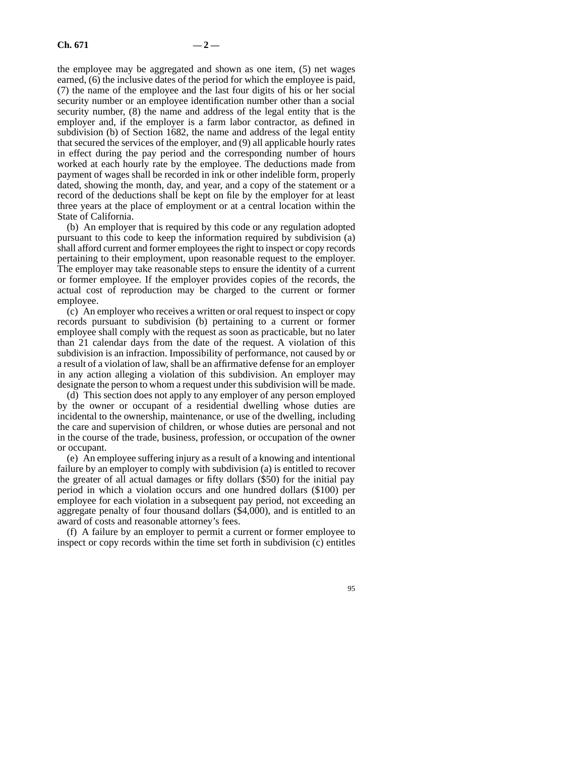the employee may be aggregated and shown as one item, (5) net wages earned, (6) the inclusive dates of the period for which the employee is paid, (7) the name of the employee and the last four digits of his or her social security number or an employee identification number other than a social security number, (8) the name and address of the legal entity that is the employer and, if the employer is a farm labor contractor, as defined in subdivision (b) of Section 1682, the name and address of the legal entity that secured the services of the employer, and (9) all applicable hourly rates in effect during the pay period and the corresponding number of hours worked at each hourly rate by the employee. The deductions made from payment of wages shall be recorded in ink or other indelible form, properly dated, showing the month, day, and year, and a copy of the statement or a record of the deductions shall be kept on file by the employer for at least three years at the place of employment or at a central location within the State of California.

(b) An employer that is required by this code or any regulation adopted pursuant to this code to keep the information required by subdivision (a) shall afford current and former employees the right to inspect or copy records pertaining to their employment, upon reasonable request to the employer. The employer may take reasonable steps to ensure the identity of a current or former employee. If the employer provides copies of the records, the actual cost of reproduction may be charged to the current or former employee.

(c) An employer who receives a written or oral request to inspect or copy records pursuant to subdivision (b) pertaining to a current or former employee shall comply with the request as soon as practicable, but no later than 21 calendar days from the date of the request. A violation of this subdivision is an infraction. Impossibility of performance, not caused by or a result of a violation of law, shall be an affirmative defense for an employer in any action alleging a violation of this subdivision. An employer may designate the person to whom a request under this subdivision will be made.

(d) This section does not apply to any employer of any person employed by the owner or occupant of a residential dwelling whose duties are incidental to the ownership, maintenance, or use of the dwelling, including the care and supervision of children, or whose duties are personal and not in the course of the trade, business, profession, or occupation of the owner or occupant.

(e) An employee suffering injury as a result of a knowing and intentional failure by an employer to comply with subdivision (a) is entitled to recover the greater of all actual damages or fifty dollars ($50) for the initial pay period in which a violation occurs and one hundred dollars ($100) per employee for each violation in a subsequent pay period, not exceeding an aggregate penalty of four thousand dollars ($4,000), and is entitled to an award of costs and reasonable attorney's fees.

(f) A failure by an employer to permit a current or former employee to inspect or copy records within the time set forth in subdivision (c) entitles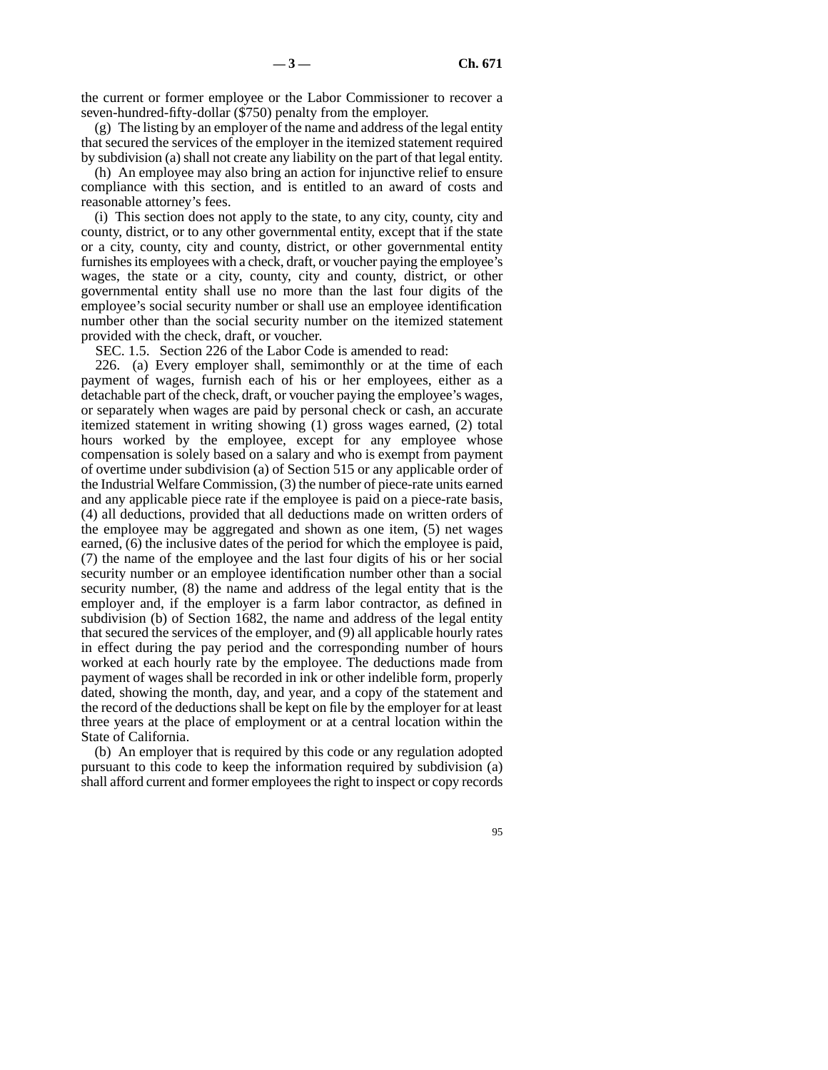the current or former employee or the Labor Commissioner to recover a seven-hundred-fifty-dollar ($750) penalty from the employer.

(g) The listing by an employer of the name and address of the legal entity that secured the services of the employer in the itemized statement required by subdivision (a) shall not create any liability on the part of that legal entity.

(h) An employee may also bring an action for injunctive relief to ensure compliance with this section, and is entitled to an award of costs and reasonable attorney's fees.

(i) This section does not apply to the state, to any city, county, city and county, district, or to any other governmental entity, except that if the state or a city, county, city and county, district, or other governmental entity furnishes its employees with a check, draft, or voucher paying the employee's wages, the state or a city, county, city and county, district, or other governmental entity shall use no more than the last four digits of the employee's social security number or shall use an employee identification number other than the social security number on the itemized statement provided with the check, draft, or voucher.

SEC. 1.5. Section 226 of the Labor Code is amended to read:

226. (a) Every employer shall, semimonthly or at the time of each payment of wages, furnish each of his or her employees, either as a detachable part of the check, draft, or voucher paying the employee's wages, or separately when wages are paid by personal check or cash, an accurate itemized statement in writing showing (1) gross wages earned, (2) total hours worked by the employee, except for any employee whose compensation is solely based on a salary and who is exempt from payment of overtime under subdivision (a) of Section 515 or any applicable order of the Industrial Welfare Commission, (3) the number of piece-rate units earned and any applicable piece rate if the employee is paid on a piece-rate basis, (4) all deductions, provided that all deductions made on written orders of the employee may be aggregated and shown as one item, (5) net wages earned, (6) the inclusive dates of the period for which the employee is paid, (7) the name of the employee and the last four digits of his or her social security number or an employee identification number other than a social security number, (8) the name and address of the legal entity that is the employer and, if the employer is a farm labor contractor, as defined in subdivision (b) of Section 1682, the name and address of the legal entity that secured the services of the employer, and (9) all applicable hourly rates in effect during the pay period and the corresponding number of hours worked at each hourly rate by the employee. The deductions made from payment of wages shall be recorded in ink or other indelible form, properly dated, showing the month, day, and year, and a copy of the statement and the record of the deductions shall be kept on file by the employer for at least three years at the place of employment or at a central location within the State of California.

(b) An employer that is required by this code or any regulation adopted pursuant to this code to keep the information required by subdivision (a) shall afford current and former employees the right to inspect or copy records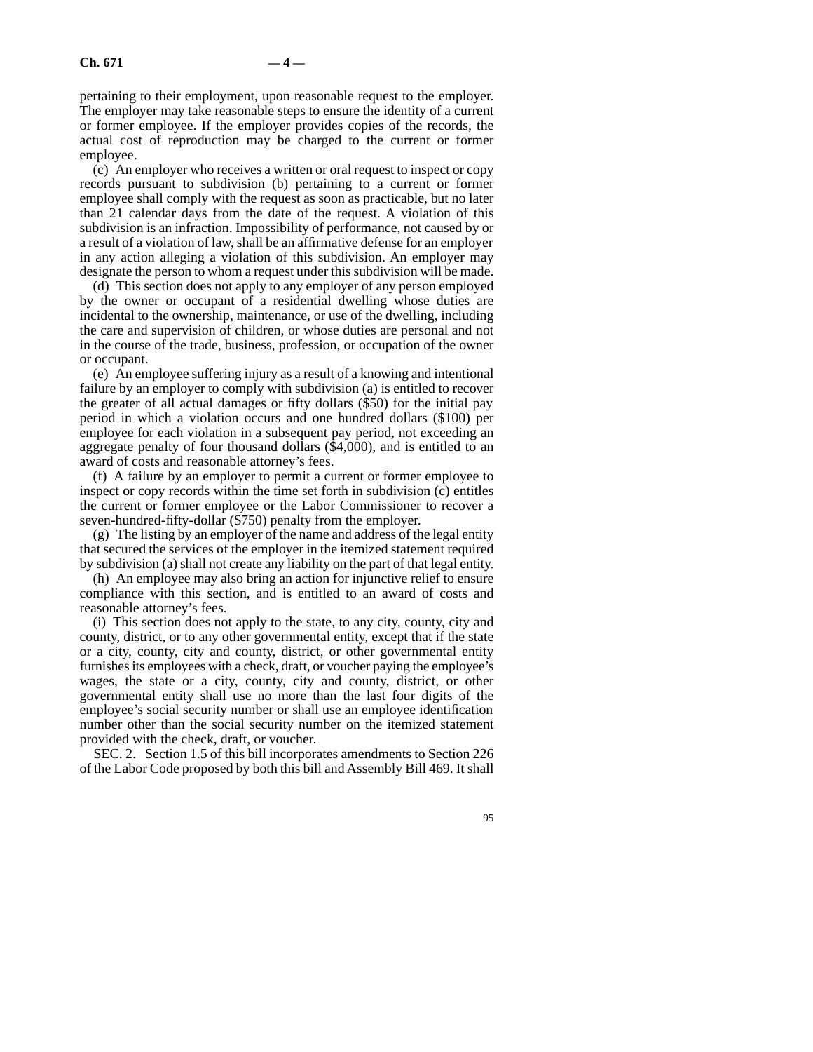pertaining to their employment, upon reasonable request to the employer. The employer may take reasonable steps to ensure the identity of a current or former employee. If the employer provides copies of the records, the actual cost of reproduction may be charged to the current or former employee.

(c) An employer who receives a written or oral request to inspect or copy records pursuant to subdivision (b) pertaining to a current or former employee shall comply with the request as soon as practicable, but no later than 21 calendar days from the date of the request. A violation of this subdivision is an infraction. Impossibility of performance, not caused by or a result of a violation of law, shall be an affirmative defense for an employer in any action alleging a violation of this subdivision. An employer may designate the person to whom a request under this subdivision will be made.

(d) This section does not apply to any employer of any person employed by the owner or occupant of a residential dwelling whose duties are incidental to the ownership, maintenance, or use of the dwelling, including the care and supervision of children, or whose duties are personal and not in the course of the trade, business, profession, or occupation of the owner or occupant.

(e) An employee suffering injury as a result of a knowing and intentional failure by an employer to comply with subdivision (a) is entitled to recover the greater of all actual damages or fifty dollars ($50) for the initial pay period in which a violation occurs and one hundred dollars ($100) per employee for each violation in a subsequent pay period, not exceeding an aggregate penalty of four thousand dollars ($4,000), and is entitled to an award of costs and reasonable attorney's fees.

(f) A failure by an employer to permit a current or former employee to inspect or copy records within the time set forth in subdivision (c) entitles the current or former employee or the Labor Commissioner to recover a seven-hundred-fifty-dollar ($750) penalty from the employer.

(g) The listing by an employer of the name and address of the legal entity that secured the services of the employer in the itemized statement required by subdivision (a) shall not create any liability on the part of that legal entity.

(h) An employee may also bring an action for injunctive relief to ensure compliance with this section, and is entitled to an award of costs and reasonable attorney's fees.

(i) This section does not apply to the state, to any city, county, city and county, district, or to any other governmental entity, except that if the state or a city, county, city and county, district, or other governmental entity furnishes its employees with a check, draft, or voucher paying the employee's wages, the state or a city, county, city and county, district, or other governmental entity shall use no more than the last four digits of the employee's social security number or shall use an employee identification number other than the social security number on the itemized statement provided with the check, draft, or voucher.

SEC. 2. Section 1.5 of this bill incorporates amendments to Section 226 of the Labor Code proposed by both this bill and Assembly Bill 469. It shall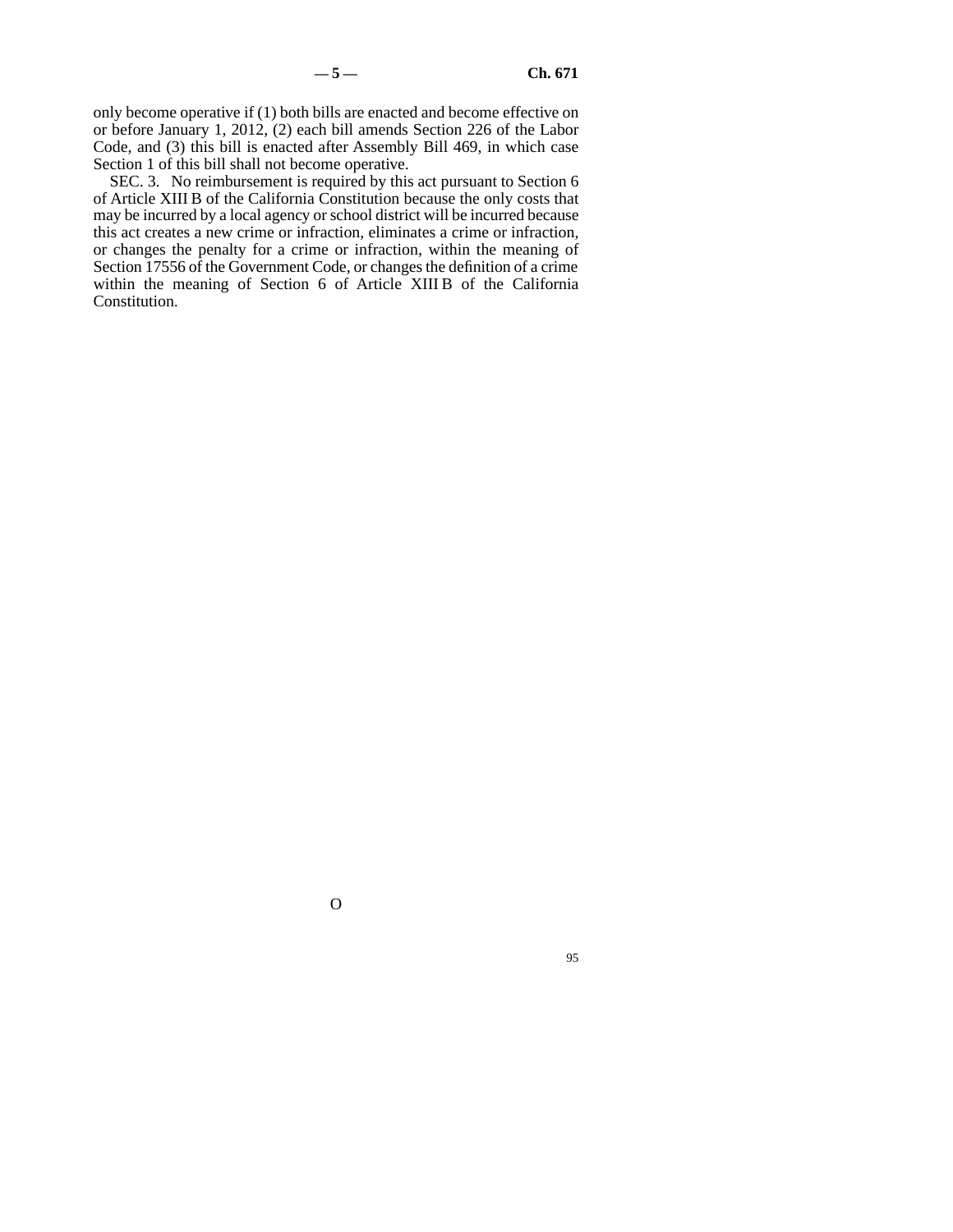only become operative if (1) both bills are enacted and become effective on or before January 1, 2012, (2) each bill amends Section 226 of the Labor Code, and (3) this bill is enacted after Assembly Bill 469, in which case Section 1 of this bill shall not become operative.

SEC. 3. No reimbursement is required by this act pursuant to Section 6 of Article XIII B of the California Constitution because the only costs that may be incurred by a local agency or school district will be incurred because this act creates a new crime or infraction, eliminates a crime or infraction, or changes the penalty for a crime or infraction, within the meaning of Section 17556 of the Government Code, or changes the definition of a crime within the meaning of Section 6 of Article XIII B of the California Constitution.

O